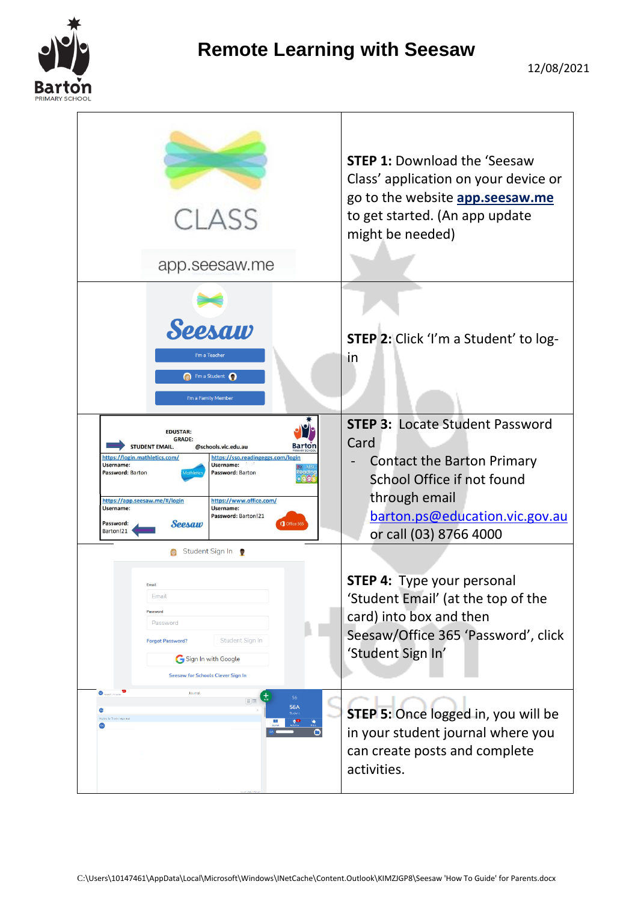# Remote Learning with Seesaw

12/08/2021

**STEP 1:** Download the 'Seesaw Class' application on your device or go to the website **app.seesaw.me** to get started. (An app update might be needed)

**STEP 2:** Click 'I'm a Student' to log-in

**STEP 3:** Locate Student Password Card

- Contact the Barton Primary School Office if not found through email barton.ps@education.vic.gov.au or call (03) 8766 4000

**STEP 4:** Type your personal 'Student Email' (at the top of the card) into box and then Seesaw/Office 365 'Password', click 'Student Sign In'

**STEP 5:** Once logged in, you will be in your student journal where you can create posts and complete activities.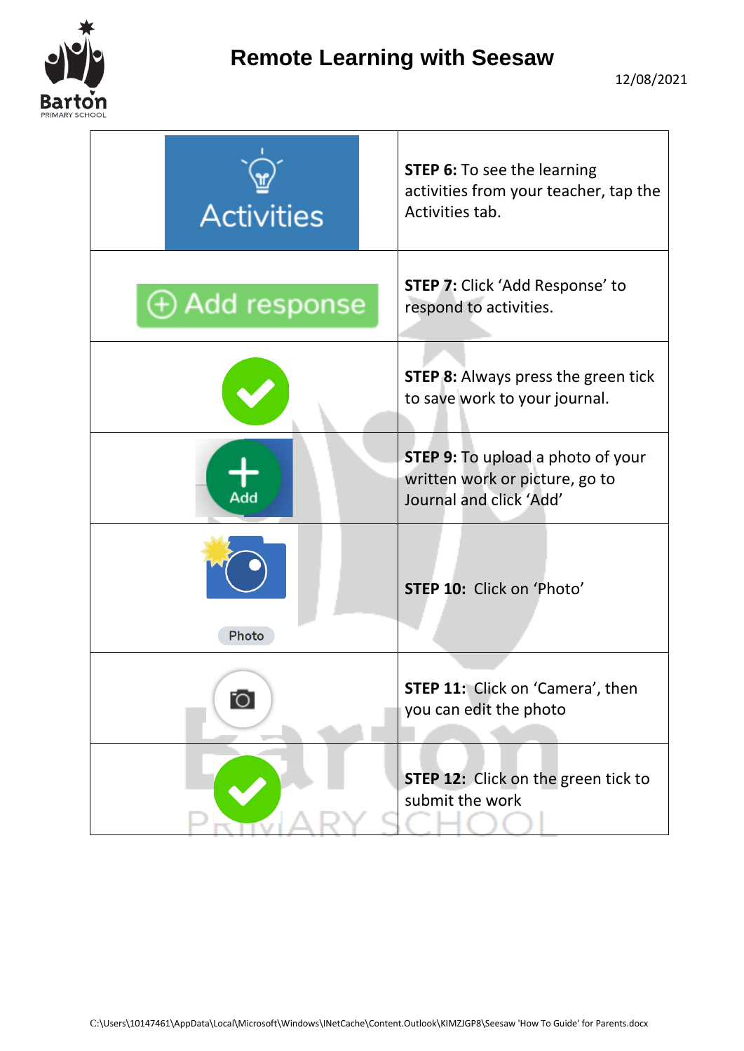# Remote Learning with Seesaw

12/08/2021

| | |
|---|---|
| Activities | **STEP 6:** To see the learning activities from your teacher, tap the Activities tab. |
| Add response | **STEP 7:** Click 'Add Response' to respond to activities. |
| | **STEP 8:** Always press the green tick to save work to your journal. |
| Add | **STEP 9:** To upload a photo of your written work or picture, go to Journal and click 'Add' |
| Photo | **STEP 10:** Click on 'Photo' |
| | **STEP 11:** Click on 'Camera', then you can edit the photo |
| | **STEP 12:** Click on the green tick to submit the work |